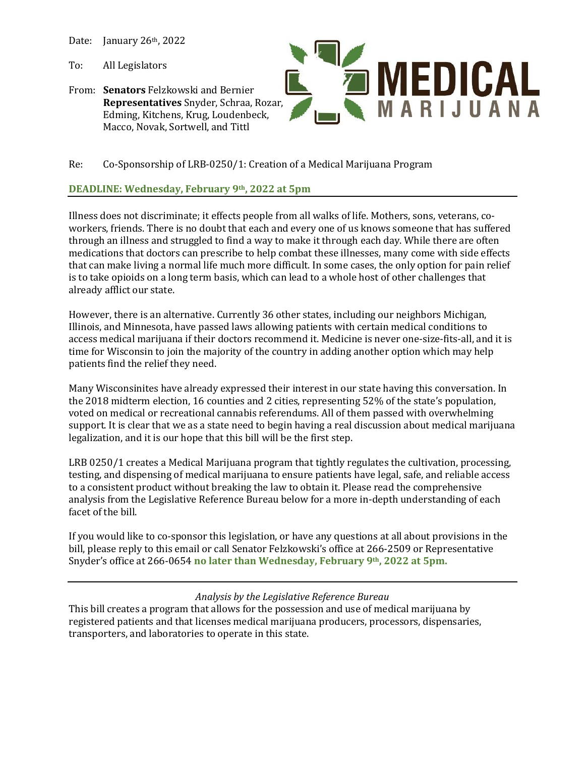Date: January 26th, 2022

To: All Legislators

From: **Senators** Felzkowski and Bernier
**Representatives** Snyder, Schraa, Rozar, Edming, Kitchens, Krug, Loudenbeck, Macco, Novak, Sortwell, and Tittl

**MEDICAL MARIJUANA**

Re: Co-Sponsorship of LRB-0250/1: Creation of a Medical Marijuana Program

**DEADLINE: Wednesday, February 9th, 2022 at 5pm**

---

Illness does not discriminate; it effects people from all walks of life. Mothers, sons, veterans, co-workers, friends. There is no doubt that each and every one of us knows someone that has suffered through an illness and struggled to find a way to make it through each day. While there are often medications that doctors can prescribe to help combat these illnesses, many come with side effects that can make living a normal life much more difficult. In some cases, the only option for pain relief is to take opioids on a long term basis, which can lead to a whole host of other challenges that already afflict our state.

However, there is an alternative. Currently 36 other states, including our neighbors Michigan, Illinois, and Minnesota, have passed laws allowing patients with certain medical conditions to access medical marijuana if their doctors recommend it. Medicine is never one-size-fits-all, and it is time for Wisconsin to join the majority of the country in adding another option which may help patients find the relief they need.

Many Wisconsinites have already expressed their interest in our state having this conversation. In the 2018 midterm election, 16 counties and 2 cities, representing 52% of the state's population, voted on medical or recreational cannabis referendums. All of them passed with overwhelming support. It is clear that we as a state need to begin having a real discussion about medical marijuana legalization, and it is our hope that this bill will be the first step.

LRB 0250/1 creates a Medical Marijuana program that tightly regulates the cultivation, processing, testing, and dispensing of medical marijuana to ensure patients have legal, safe, and reliable access to a consistent product without breaking the law to obtain it. Please read the comprehensive analysis from the Legislative Reference Bureau below for a more in-depth understanding of each facet of the bill.

If you would like to co-sponsor this legislation, or have any questions at all about provisions in the bill, please reply to this email or call Senator Felzkowski's office at 266-2509 or Representative Snyder's office at 266-0654 **no later than Wednesday, February 9th, 2022 at 5pm.**

---

*Analysis by the Legislative Reference Bureau*

This bill creates a program that allows for the possession and use of medical marijuana by registered patients and that licenses medical marijuana producers, processors, dispensaries, transporters, and laboratories to operate in this state.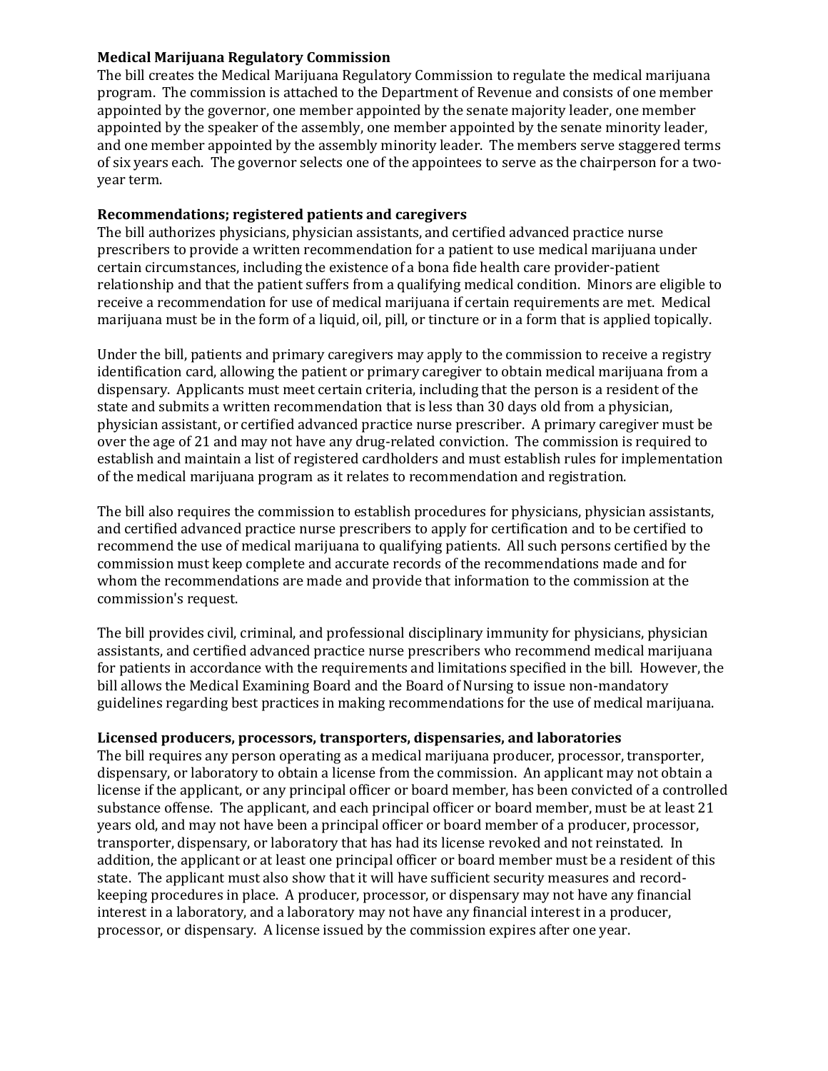**Medical Marijuana Regulatory Commission**

The bill creates the Medical Marijuana Regulatory Commission to regulate the medical marijuana program. The commission is attached to the Department of Revenue and consists of one member appointed by the governor, one member appointed by the senate majority leader, one member appointed by the speaker of the assembly, one member appointed by the senate minority leader, and one member appointed by the assembly minority leader. The members serve staggered terms of six years each. The governor selects one of the appointees to serve as the chairperson for a two-year term.

**Recommendations; registered patients and caregivers**

The bill authorizes physicians, physician assistants, and certified advanced practice nurse prescribers to provide a written recommendation for a patient to use medical marijuana under certain circumstances, including the existence of a bona fide health care provider-patient relationship and that the patient suffers from a qualifying medical condition. Minors are eligible to receive a recommendation for use of medical marijuana if certain requirements are met. Medical marijuana must be in the form of a liquid, oil, pill, or tincture or in a form that is applied topically.

Under the bill, patients and primary caregivers may apply to the commission to receive a registry identification card, allowing the patient or primary caregiver to obtain medical marijuana from a dispensary. Applicants must meet certain criteria, including that the person is a resident of the state and submits a written recommendation that is less than 30 days old from a physician, physician assistant, or certified advanced practice nurse prescriber. A primary caregiver must be over the age of 21 and may not have any drug-related conviction. The commission is required to establish and maintain a list of registered cardholders and must establish rules for implementation of the medical marijuana program as it relates to recommendation and registration.

The bill also requires the commission to establish procedures for physicians, physician assistants, and certified advanced practice nurse prescribers to apply for certification and to be certified to recommend the use of medical marijuana to qualifying patients. All such persons certified by the commission must keep complete and accurate records of the recommendations made and for whom the recommendations are made and provide that information to the commission at the commission's request.

The bill provides civil, criminal, and professional disciplinary immunity for physicians, physician assistants, and certified advanced practice nurse prescribers who recommend medical marijuana for patients in accordance with the requirements and limitations specified in the bill. However, the bill allows the Medical Examining Board and the Board of Nursing to issue non-mandatory guidelines regarding best practices in making recommendations for the use of medical marijuana.

**Licensed producers, processors, transporters, dispensaries, and laboratories**

The bill requires any person operating as a medical marijuana producer, processor, transporter, dispensary, or laboratory to obtain a license from the commission. An applicant may not obtain a license if the applicant, or any principal officer or board member, has been convicted of a controlled substance offense. The applicant, and each principal officer or board member, must be at least 21 years old, and may not have been a principal officer or board member of a producer, processor, transporter, dispensary, or laboratory that has had its license revoked and not reinstated. In addition, the applicant or at least one principal officer or board member must be a resident of this state. The applicant must also show that it will have sufficient security measures and record-keeping procedures in place. A producer, processor, or dispensary may not have any financial interest in a laboratory, and a laboratory may not have any financial interest in a producer, processor, or dispensary. A license issued by the commission expires after one year.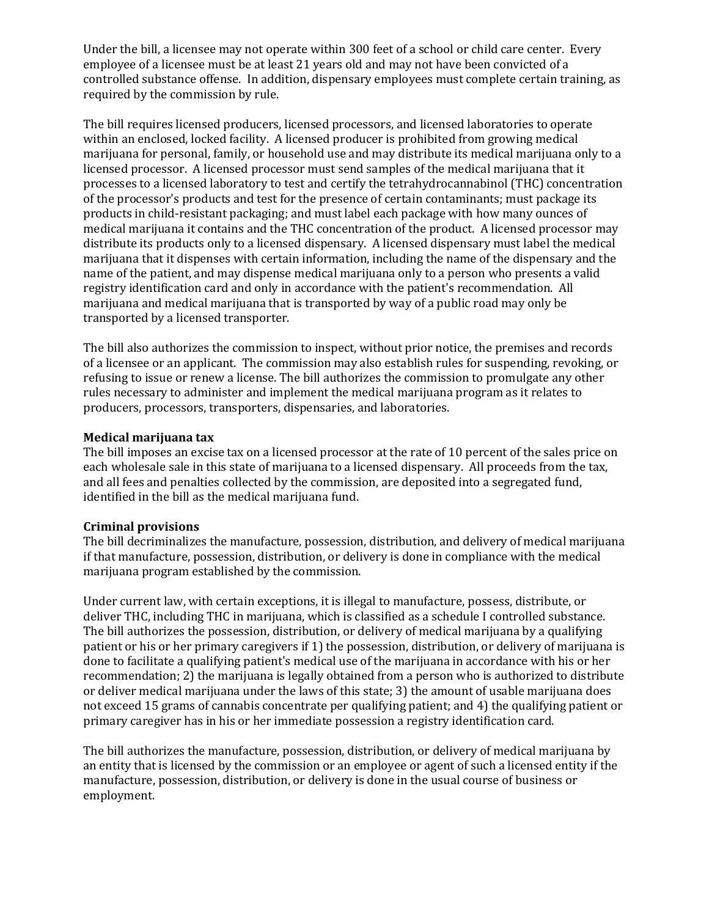Under the bill, a licensee may not operate within 300 feet of a school or child care center. Every employee of a licensee must be at least 21 years old and may not have been convicted of a controlled substance offense. In addition, dispensary employees must complete certain training, as required by the commission by rule.

The bill requires licensed producers, licensed processors, and licensed laboratories to operate within an enclosed, locked facility. A licensed producer is prohibited from growing medical marijuana for personal, family, or household use and may distribute its medical marijuana only to a licensed processor. A licensed processor must send samples of the medical marijuana that it processes to a licensed laboratory to test and certify the tetrahydrocannabinol (THC) concentration of the processor's products and test for the presence of certain contaminants; must package its products in child-resistant packaging; and must label each package with how many ounces of medical marijuana it contains and the THC concentration of the product. A licensed processor may distribute its products only to a licensed dispensary. A licensed dispensary must label the medical marijuana that it dispenses with certain information, including the name of the dispensary and the name of the patient, and may dispense medical marijuana only to a person who presents a valid registry identification card and only in accordance with the patient's recommendation. All marijuana and medical marijuana that is transported by way of a public road may only be transported by a licensed transporter.

The bill also authorizes the commission to inspect, without prior notice, the premises and records of a licensee or an applicant. The commission may also establish rules for suspending, revoking, or refusing to issue or renew a license. The bill authorizes the commission to promulgate any other rules necessary to administer and implement the medical marijuana program as it relates to producers, processors, transporters, dispensaries, and laboratories.

**Medical marijuana tax**
The bill imposes an excise tax on a licensed processor at the rate of 10 percent of the sales price on each wholesale sale in this state of marijuana to a licensed dispensary. All proceeds from the tax, and all fees and penalties collected by the commission, are deposited into a segregated fund, identified in the bill as the medical marijuana fund.

**Criminal provisions**
The bill decriminalizes the manufacture, possession, distribution, and delivery of medical marijuana if that manufacture, possession, distribution, or delivery is done in compliance with the medical marijuana program established by the commission.

Under current law, with certain exceptions, it is illegal to manufacture, possess, distribute, or deliver THC, including THC in marijuana, which is classified as a schedule I controlled substance. The bill authorizes the possession, distribution, or delivery of medical marijuana by a qualifying patient or his or her primary caregivers if 1) the possession, distribution, or delivery of marijuana is done to facilitate a qualifying patient's medical use of the marijuana in accordance with his or her recommendation; 2) the marijuana is legally obtained from a person who is authorized to distribute or deliver medical marijuana under the laws of this state; 3) the amount of usable marijuana does not exceed 15 grams of cannabis concentrate per qualifying patient; and 4) the qualifying patient or primary caregiver has in his or her immediate possession a registry identification card.

The bill authorizes the manufacture, possession, distribution, or delivery of medical marijuana by an entity that is licensed by the commission or an employee or agent of such a licensed entity if the manufacture, possession, distribution, or delivery is done in the usual course of business or employment.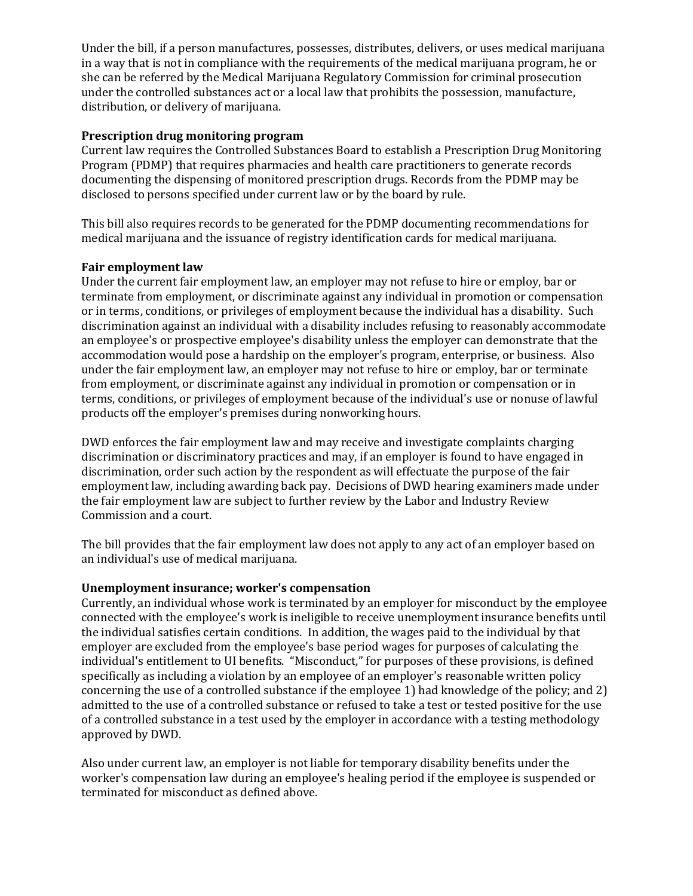Under the bill, if a person manufactures, possesses, distributes, delivers, or uses medical marijuana in a way that is not in compliance with the requirements of the medical marijuana program, he or she can be referred by the Medical Marijuana Regulatory Commission for criminal prosecution under the controlled substances act or a local law that prohibits the possession, manufacture, distribution, or delivery of marijuana.

**Prescription drug monitoring program**

Current law requires the Controlled Substances Board to establish a Prescription Drug Monitoring Program (PDMP) that requires pharmacies and health care practitioners to generate records documenting the dispensing of monitored prescription drugs. Records from the PDMP may be disclosed to persons specified under current law or by the board by rule.

This bill also requires records to be generated for the PDMP documenting recommendations for medical marijuana and the issuance of registry identification cards for medical marijuana.

**Fair employment law**

Under the current fair employment law, an employer may not refuse to hire or employ, bar or terminate from employment, or discriminate against any individual in promotion or compensation or in terms, conditions, or privileges of employment because the individual has a disability. Such discrimination against an individual with a disability includes refusing to reasonably accommodate an employee's or prospective employee's disability unless the employer can demonstrate that the accommodation would pose a hardship on the employer's program, enterprise, or business. Also under the fair employment law, an employer may not refuse to hire or employ, bar or terminate from employment, or discriminate against any individual in promotion or compensation or in terms, conditions, or privileges of employment because of the individual's use or nonuse of lawful products off the employer's premises during nonworking hours.

DWD enforces the fair employment law and may receive and investigate complaints charging discrimination or discriminatory practices and may, if an employer is found to have engaged in discrimination, order such action by the respondent as will effectuate the purpose of the fair employment law, including awarding back pay. Decisions of DWD hearing examiners made under the fair employment law are subject to further review by the Labor and Industry Review Commission and a court.

The bill provides that the fair employment law does not apply to any act of an employer based on an individual's use of medical marijuana.

**Unemployment insurance; worker's compensation**

Currently, an individual whose work is terminated by an employer for misconduct by the employee connected with the employee's work is ineligible to receive unemployment insurance benefits until the individual satisfies certain conditions. In addition, the wages paid to the individual by that employer are excluded from the employee's base period wages for purposes of calculating the individual's entitlement to UI benefits. "Misconduct," for purposes of these provisions, is defined specifically as including a violation by an employee of an employer's reasonable written policy concerning the use of a controlled substance if the employee 1) had knowledge of the policy; and 2) admitted to the use of a controlled substance or refused to take a test or tested positive for the use of a controlled substance in a test used by the employer in accordance with a testing methodology approved by DWD.

Also under current law, an employer is not liable for temporary disability benefits under the worker's compensation law during an employee's healing period if the employee is suspended or terminated for misconduct as defined above.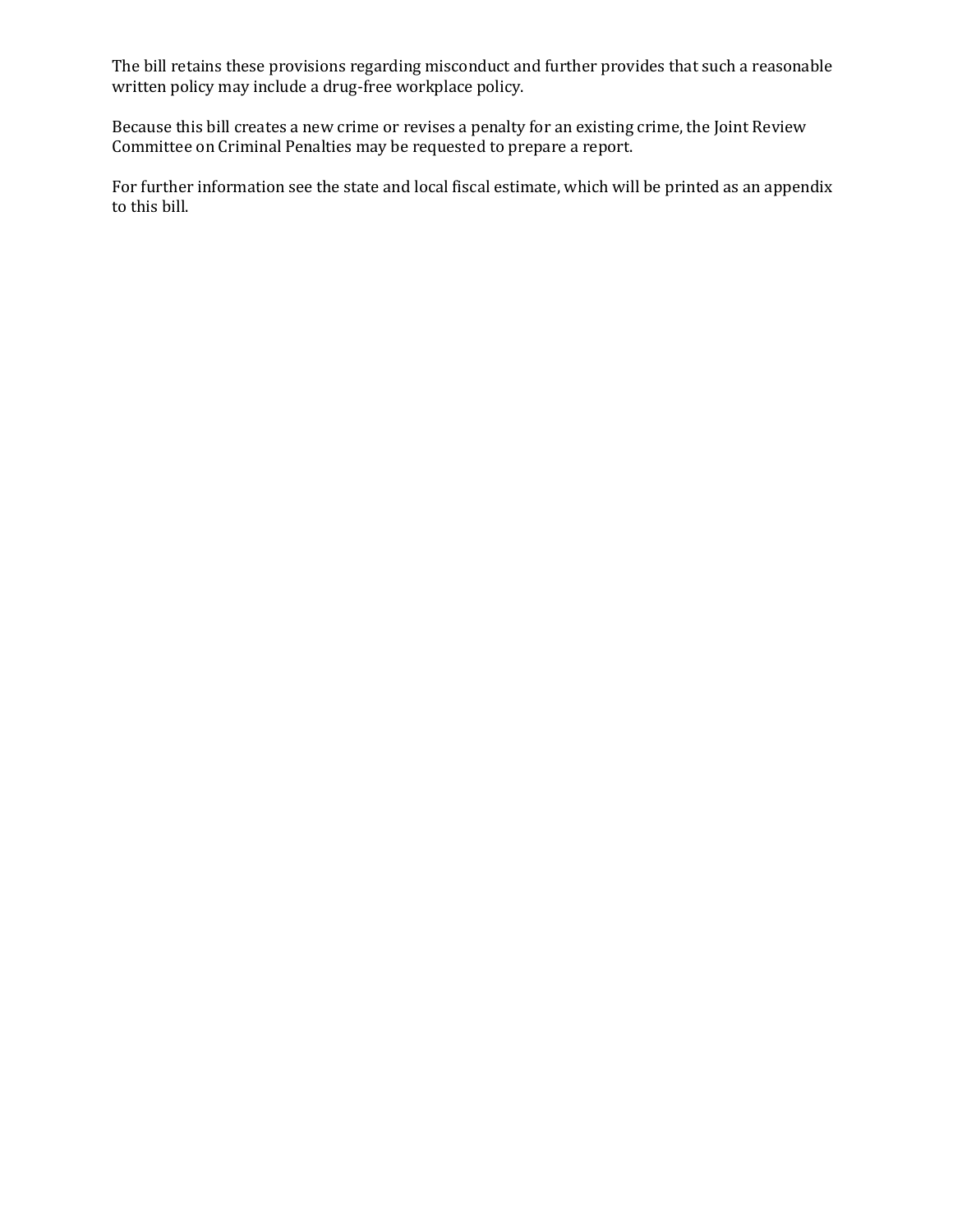The bill retains these provisions regarding misconduct and further provides that such a reasonable written policy may include a drug-free workplace policy.

Because this bill creates a new crime or revises a penalty for an existing crime, the Joint Review Committee on Criminal Penalties may be requested to prepare a report.

For further information see the state and local fiscal estimate, which will be printed as an appendix to this bill.